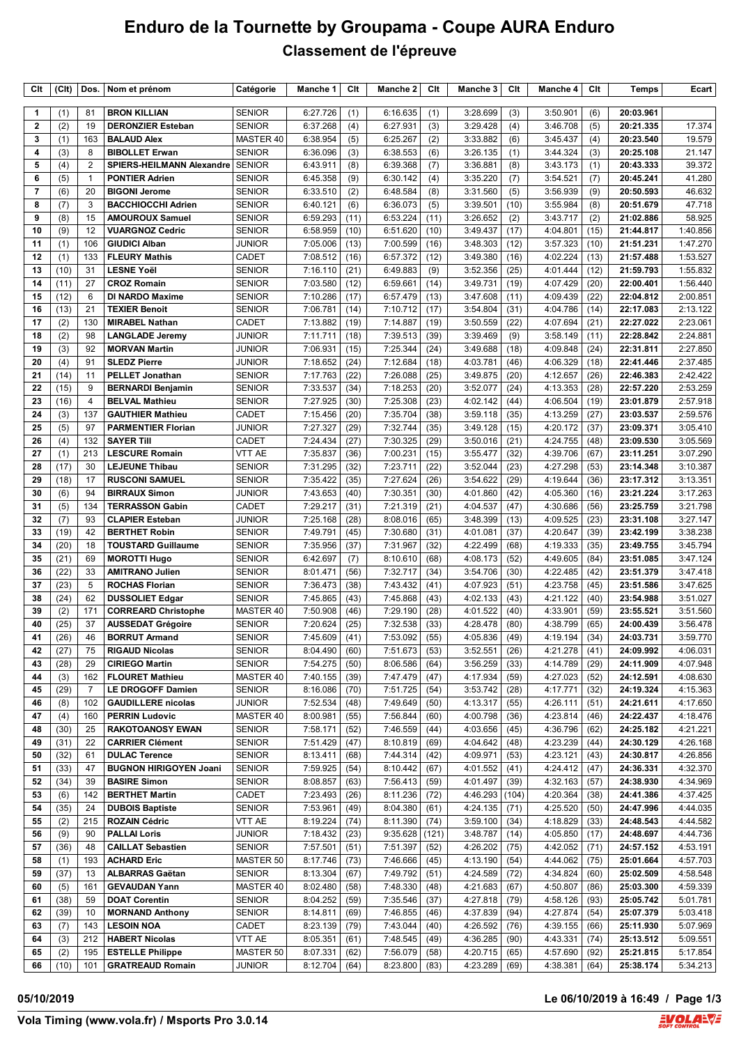# Enduro de la Tournette by Groupama - Coupe AURA Enduro

## Classement de l'épreuve

| Clt | (Clt) | Dos. | Nom et prénom | Catégorie | Manche 1 | Clt | Manche 2 | Clt | Manche 3 | Clt | Manche 4 | Clt | Temps | Ecart |
|---|---|---|---|---|---|---|---|---|---|---|---|---|---|---|
| 1 | (1) | 81 | **BRON KILLIAN** | SENIOR | 6:27.726 | (1) | 6:16.635 | (1) | 3:28.699 | (3) | 3:50.901 | (6) | **20:03.961** | |
| 2 | (2) | 19 | **DERONZIER Esteban** | SENIOR | 6:37.268 | (4) | 6:27.931 | (3) | 3:29.428 | (4) | 3:46.708 | (5) | **20:21.335** | 17.374 |
| 3 | (1) | 163 | **BALAUD Alex** | MASTER 40 | 6:38.954 | (5) | 6:25.267 | (2) | 3:33.882 | (6) | 3:45.437 | (4) | **20:23.540** | 19.579 |
| 4 | (3) | 8 | **BIBOLLET Erwan** | SENIOR | 6:36.096 | (3) | 6:38.553 | (6) | 3:26.135 | (1) | 3:44.324 | (3) | **20:25.108** | 21.147 |
| 5 | (4) | 2 | **SPIERS-HEILMANN Alexandre** | SENIOR | 6:43.911 | (8) | 6:39.368 | (7) | 3:36.881 | (8) | 3:43.173 | (1) | **20:43.333** | 39.372 |
| 6 | (5) | 1 | **PONTIER Adrien** | SENIOR | 6:45.358 | (9) | 6:30.142 | (4) | 3:35.220 | (7) | 3:54.521 | (7) | **20:45.241** | 41.280 |
| 7 | (6) | 20 | **BIGONI Jerome** | SENIOR | 6:33.510 | (2) | 6:48.584 | (8) | 3:31.560 | (5) | 3:56.939 | (9) | **20:50.593** | 46.632 |
| 8 | (7) | 3 | **BACCHIOCCHI Adrien** | SENIOR | 6:40.121 | (6) | 6:36.073 | (5) | 3:39.501 | (10) | 3:55.984 | (8) | **20:51.679** | 47.718 |
| 9 | (8) | 15 | **AMOUROUX Samuel** | SENIOR | 6:59.293 | (11) | 6:53.224 | (11) | 3:26.652 | (2) | 3:43.717 | (2) | **21:02.886** | 58.925 |
| 10 | (9) | 12 | **VUARGNOZ Cedric** | SENIOR | 6:58.959 | (10) | 6:51.620 | (10) | 3:49.437 | (17) | 4:04.801 | (15) | **21:44.817** | 1:40.856 |
| 11 | (1) | 106 | **GIUDICI Alban** | JUNIOR | 7:05.006 | (13) | 7:00.599 | (16) | 3:48.303 | (12) | 3:57.323 | (10) | **21:51.231** | 1:47.270 |
| 12 | (1) | 133 | **FLEURY Mathis** | CADET | 7:08.512 | (16) | 6:57.372 | (12) | 3:49.380 | (16) | 4:02.224 | (13) | **21:57.488** | 1:53.527 |
| 13 | (10) | 31 | **LESNE Yoël** | SENIOR | 7:16.110 | (21) | 6:49.883 | (9) | 3:52.356 | (25) | 4:01.444 | (12) | **21:59.793** | 1:55.832 |
| 14 | (11) | 27 | **CROZ Romain** | SENIOR | 7:03.580 | (12) | 6:59.661 | (14) | 3:49.731 | (19) | 4:07.429 | (20) | **22:00.401** | 1:56.440 |
| 15 | (12) | 6 | **DI NARDO Maxime** | SENIOR | 7:10.286 | (17) | 6:57.479 | (13) | 3:47.608 | (11) | 4:09.439 | (22) | **22:04.812** | 2:00.851 |
| 16 | (13) | 21 | **TEXIER Benoit** | SENIOR | 7:06.781 | (14) | 7:10.712 | (17) | 3:54.804 | (31) | 4:04.786 | (14) | **22:17.083** | 2:13.122 |
| 17 | (2) | 130 | **MIRABEL Nathan** | CADET | 7:13.882 | (19) | 7:14.887 | (19) | 3:50.559 | (22) | 4:07.694 | (21) | **22:27.022** | 2:23.061 |
| 18 | (2) | 98 | **LANGLADE Jeremy** | JUNIOR | 7:11.711 | (18) | 7:39.513 | (39) | 3:39.469 | (9) | 3:58.149 | (11) | **22:28.842** | 2:24.881 |
| 19 | (3) | 92 | **MORVAN Martin** | JUNIOR | 7:06.931 | (15) | 7:25.344 | (24) | 3:49.688 | (18) | 4:09.848 | (24) | **22:31.811** | 2:27.850 |
| 20 | (4) | 91 | **SLEDZ Pierre** | JUNIOR | 7:18.652 | (24) | 7:12.684 | (18) | 4:03.781 | (46) | 4:06.329 | (18) | **22:41.446** | 2:37.485 |
| 21 | (14) | 11 | **PELLET Jonathan** | SENIOR | 7:17.763 | (22) | 7:26.088 | (25) | 3:49.875 | (20) | 4:12.657 | (26) | **22:46.383** | 2:42.422 |
| 22 | (15) | 9 | **BERNARDI Benjamin** | SENIOR | 7:33.537 | (34) | 7:18.253 | (20) | 3:52.077 | (24) | 4:13.353 | (28) | **22:57.220** | 2:53.259 |
| 23 | (16) | 4 | **BELVAL Mathieu** | SENIOR | 7:27.925 | (30) | 7:25.308 | (23) | 4:02.142 | (44) | 4:06.504 | (19) | **23:01.879** | 2:57.918 |
| 24 | (3) | 137 | **GAUTHIER Mathieu** | CADET | 7:15.456 | (20) | 7:35.704 | (38) | 3:59.118 | (35) | 4:13.259 | (27) | **23:03.537** | 2:59.576 |
| 25 | (5) | 97 | **PARMENTIER Florian** | JUNIOR | 7:27.327 | (29) | 7:32.744 | (35) | 3:49.128 | (15) | 4:20.172 | (37) | **23:09.371** | 3:05.410 |
| 26 | (4) | 132 | **SAYER Till** | CADET | 7:24.434 | (27) | 7:30.325 | (29) | 3:50.016 | (21) | 4:24.755 | (48) | **23:09.530** | 3:05.569 |
| 27 | (1) | 213 | **LESCURE Romain** | VTT AE | 7:35.837 | (36) | 7:00.231 | (15) | 3:55.477 | (32) | 4:39.706 | (67) | **23:11.251** | 3:07.290 |
| 28 | (17) | 30 | **LEJEUNE Thibau** | SENIOR | 7:31.295 | (32) | 7:23.711 | (22) | 3:52.044 | (23) | 4:27.298 | (53) | **23:14.348** | 3:10.387 |
| 29 | (18) | 17 | **RUSCONI SAMUEL** | SENIOR | 7:35.422 | (35) | 7:27.624 | (26) | 3:54.622 | (29) | 4:19.644 | (36) | **23:17.312** | 3:13.351 |
| 30 | (6) | 94 | **BIRRAUX Simon** | JUNIOR | 7:43.653 | (40) | 7:30.351 | (30) | 4:01.860 | (42) | 4:05.360 | (16) | **23:21.224** | 3:17.263 |
| 31 | (5) | 134 | **TERRASSON Gabin** | CADET | 7:29.217 | (31) | 7:21.319 | (21) | 4:04.537 | (47) | 4:30.686 | (56) | **23:25.759** | 3:21.798 |
| 32 | (7) | 93 | **CLAPIER Esteban** | JUNIOR | 7:25.168 | (28) | 8:08.016 | (65) | 3:48.399 | (13) | 4:09.525 | (23) | **23:31.108** | 3:27.147 |
| 33 | (19) | 42 | **BERTHET Robin** | SENIOR | 7:49.791 | (45) | 7:30.680 | (31) | 4:01.081 | (37) | 4:20.647 | (39) | **23:42.199** | 3:38.238 |
| 34 | (20) | 18 | **TOUSTARD Guillaume** | SENIOR | 7:35.956 | (37) | 7:31.967 | (32) | 4:22.499 | (68) | 4:19.333 | (35) | **23:49.755** | 3:45.794 |
| 35 | (21) | 69 | **MOROTTI Hugo** | SENIOR | 6:42.697 | (7) | 8:10.610 | (68) | 4:08.173 | (52) | 4:49.605 | (84) | **23:51.085** | 3:47.124 |
| 36 | (22) | 33 | **AMITRANO Julien** | SENIOR | 8:01.471 | (56) | 7:32.717 | (34) | 3:54.706 | (30) | 4:22.485 | (42) | **23:51.379** | 3:47.418 |
| 37 | (23) | 5 | **ROCHAS Florian** | SENIOR | 7:36.473 | (38) | 7:43.432 | (41) | 4:07.923 | (51) | 4:23.758 | (45) | **23:51.586** | 3:47.625 |
| 38 | (24) | 62 | **DUSSOLIET Edgar** | SENIOR | 7:45.865 | (43) | 7:45.868 | (43) | 4:02.133 | (43) | 4:21.122 | (40) | **23:54.988** | 3:51.027 |
| 39 | (2) | 171 | **CORREARD Christophe** | MASTER 40 | 7:50.908 | (46) | 7:29.190 | (28) | 4:01.522 | (40) | 4:33.901 | (59) | **23:55.521** | 3:51.560 |
| 40 | (25) | 37 | **AUSSEDAT Grégoire** | SENIOR | 7:20.624 | (25) | 7:32.538 | (33) | 4:28.478 | (80) | 4:38.799 | (65) | **24:00.439** | 3:56.478 |
| 41 | (26) | 46 | **BORRUT Armand** | SENIOR | 7:45.609 | (41) | 7:53.092 | (55) | 4:05.836 | (49) | 4:19.194 | (34) | **24:03.731** | 3:59.770 |
| 42 | (27) | 75 | **RIGAUD Nicolas** | SENIOR | 8:04.490 | (60) | 7:51.673 | (53) | 3:52.551 | (26) | 4:21.278 | (41) | **24:09.992** | 4:06.031 |
| 43 | (28) | 29 | **CIRIEGO Martin** | SENIOR | 7:54.275 | (50) | 8:06.586 | (64) | 3:56.259 | (33) | 4:14.789 | (29) | **24:11.909** | 4:07.948 |
| 44 | (3) | 162 | **FLOURET Mathieu** | MASTER 40 | 7:40.155 | (39) | 7:47.479 | (47) | 4:17.934 | (59) | 4:27.023 | (52) | **24:12.591** | 4:08.630 |
| 45 | (29) | 7 | **LE DROGOFF Damien** | SENIOR | 8:16.086 | (70) | 7:51.725 | (54) | 3:53.742 | (28) | 4:17.771 | (32) | **24:19.324** | 4:15.363 |
| 46 | (8) | 102 | **GAUDILLERE nicolas** | JUNIOR | 7:52.534 | (48) | 7:49.649 | (50) | 4:13.317 | (55) | 4:26.111 | (51) | **24:21.611** | 4:17.650 |
| 47 | (4) | 160 | **PERRIN Ludovic** | MASTER 40 | 8:00.981 | (55) | 7:56.844 | (60) | 4:00.798 | (36) | 4:23.814 | (46) | **24:22.437** | 4:18.476 |
| 48 | (30) | 25 | **RAKOTOANOSY EWAN** | SENIOR | 7:58.171 | (52) | 7:46.559 | (44) | 4:03.656 | (45) | 4:36.796 | (62) | **24:25.182** | 4:21.221 |
| 49 | (31) | 22 | **CARRIER Clément** | SENIOR | 7:51.429 | (47) | 8:10.819 | (69) | 4:04.642 | (48) | 4:23.239 | (44) | **24:30.129** | 4:26.168 |
| 50 | (32) | 61 | **DULAC Terence** | SENIOR | 8:13.411 | (68) | 7:44.314 | (42) | 4:09.971 | (53) | 4:23.121 | (43) | **24:30.817** | 4:26.856 |
| 51 | (33) | 47 | **BUGNON HIRIGOYEN Joani** | SENIOR | 7:59.925 | (54) | 8:10.442 | (67) | 4:01.552 | (41) | 4:24.412 | (47) | **24:36.331** | 4:32.370 |
| 52 | (34) | 39 | **BASIRE Simon** | SENIOR | 8:08.857 | (63) | 7:56.413 | (59) | 4:01.497 | (39) | 4:32.163 | (57) | **24:38.930** | 4:34.969 |
| 53 | (6) | 142 | **BERTHET Martin** | CADET | 7:23.493 | (26) | 8:11.236 | (72) | 4:46.293 | (104) | 4:20.364 | (38) | **24:41.386** | 4:37.425 |
| 54 | (35) | 24 | **DUBOIS Baptiste** | SENIOR | 7:53.961 | (49) | 8:04.380 | (61) | 4:24.135 | (71) | 4:25.520 | (50) | **24:47.996** | 4:44.035 |
| 55 | (2) | 215 | **ROZAIN Cédric** | VTT AE | 8:19.224 | (74) | 8:11.390 | (74) | 3:59.100 | (34) | 4:18.829 | (33) | **24:48.543** | 4:44.582 |
| 56 | (9) | 90 | **PALLAI Loris** | JUNIOR | 7:18.432 | (23) | 9:35.628 | (121) | 3:48.787 | (14) | 4:05.850 | (17) | **24:48.697** | 4:44.736 |
| 57 | (36) | 48 | **CAILLAT Sebastien** | SENIOR | 7:57.501 | (51) | 7:51.397 | (52) | 4:26.202 | (75) | 4:42.052 | (71) | **24:57.152** | 4:53.191 |
| 58 | (1) | 193 | **ACHARD Eric** | MASTER 50 | 8:17.746 | (73) | 7:46.666 | (45) | 4:13.190 | (54) | 4:44.062 | (75) | **25:01.664** | 4:57.703 |
| 59 | (37) | 13 | **ALBARRAS Gaëtan** | SENIOR | 8:13.304 | (67) | 7:49.792 | (51) | 4:24.589 | (72) | 4:34.824 | (60) | **25:02.509** | 4:58.548 |
| 60 | (5) | 161 | **GEVAUDAN Yann** | MASTER 40 | 8:02.480 | (58) | 7:48.330 | (48) | 4:21.683 | (67) | 4:50.807 | (86) | **25:03.300** | 4:59.339 |
| 61 | (38) | 59 | **DOAT Corentin** | SENIOR | 8:04.252 | (59) | 7:35.546 | (37) | 4:27.818 | (79) | 4:58.126 | (93) | **25:05.742** | 5:01.781 |
| 62 | (39) | 10 | **MORNAND Anthony** | SENIOR | 8:14.811 | (69) | 7:46.855 | (46) | 4:37.839 | (94) | 4:27.874 | (54) | **25:07.379** | 5:03.418 |
| 63 | (7) | 143 | **LESOIN NOA** | CADET | 8:23.139 | (79) | 7:43.044 | (40) | 4:26.592 | (76) | 4:39.155 | (66) | **25:11.930** | 5:07.969 |
| 64 | (3) | 212 | **HABERT Nicolas** | VTT AE | 8:05.351 | (61) | 7:48.545 | (49) | 4:36.285 | (90) | 4:43.331 | (74) | **25:13.512** | 5:09.551 |
| 65 | (2) | 195 | **ESTELLE Philippe** | MASTER 50 | 8:07.331 | (62) | 7:56.079 | (58) | 4:20.715 | (65) | 4:57.690 | (92) | **25:21.815** | 5:17.854 |
| 66 | (10) | 101 | **GRATREAUD Romain** | JUNIOR | 8:12.704 | (64) | 8:23.800 | (83) | 4:23.289 | (69) | 4:38.381 | (64) | **25:38.174** | 5:34.213 |

**05/10/2019** **Le 06/10/2019 à 16:49**

**Vola Timing (www.vola.fr) / Msports Pro 3.0.14**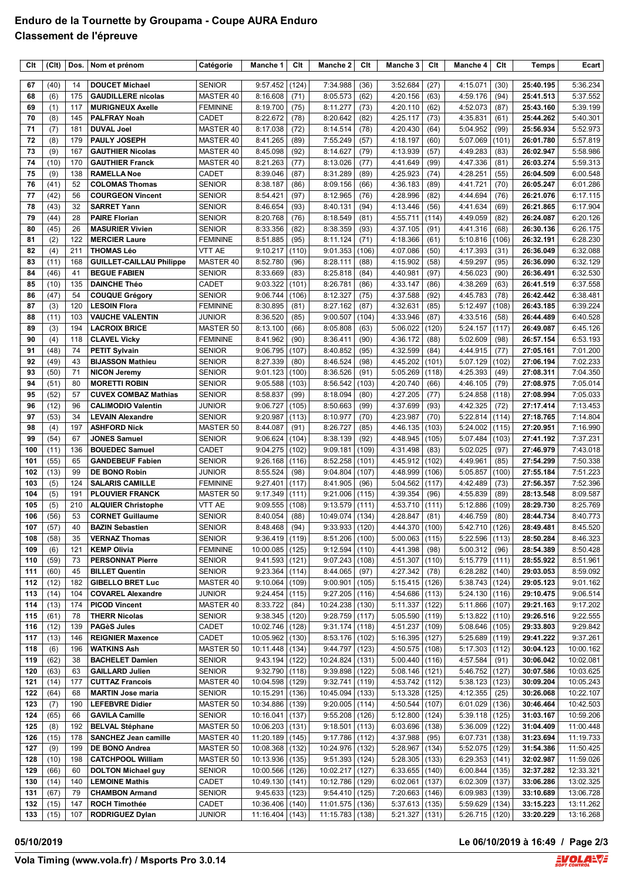# Enduro de la Tournette by Groupama - Coupe AURA Enduro

## Classement de l'épreuve

| Clt | (Clt) | Dos. | Nom et prénom | Catégorie | Manche 1 | Clt | Manche 2 | Clt | Manche 3 | Clt | Manche 4 | Clt | Temps | Ecart |
|---|---|---|---|---|---|---|---|---|---|---|---|---|---|---|
| 67 | (40) | 14 | **DOUCET Michael** | SENIOR | 9:57.452 | (124) | 7:34.988 | (36) | 3:52.684 | (27) | 4:15.071 | (30) | **25:40.195** | 5:36.234 |
| 68 | (6) | 175 | **GAUDILLERE nicolas** | MASTER 40 | 8:16.608 | (71) | 8:05.573 | (62) | 4:20.156 | (63) | 4:59.176 | (94) | **25:41.513** | 5:37.552 |
| 69 | (1) | 117 | **MURIGNEUX Axelle** | FEMININE | 8:19.700 | (75) | 8:11.277 | (73) | 4:20.110 | (62) | 4:52.073 | (87) | **25:43.160** | 5:39.199 |
| 70 | (8) | 145 | **PALFRAY Noah** | CADET | 8:22.672 | (78) | 8:20.642 | (82) | 4:25.117 | (73) | 4:35.831 | (61) | **25:44.262** | 5:40.301 |
| 71 | (7) | 181 | **DUVAL Joel** | MASTER 40 | 8:17.038 | (72) | 8:14.514 | (78) | 4:20.430 | (64) | 5:04.952 | (99) | **25:56.934** | 5:52.973 |
| 72 | (8) | 179 | **PAULY JOSEPH** | MASTER 40 | 8:41.265 | (89) | 7:55.249 | (57) | 4:18.197 | (60) | 5:07.069 | (101) | **26:01.780** | 5:57.819 |
| 73 | (9) | 167 | **GAUTHIER Nicolas** | MASTER 40 | 8:45.098 | (92) | 8:14.627 | (79) | 4:13.939 | (57) | 4:49.283 | (83) | **26:02.947** | 5:58.986 |
| 74 | (10) | 170 | **GAUTHIER Franck** | MASTER 40 | 8:21.263 | (77) | 8:13.026 | (77) | 4:41.649 | (99) | 4:47.336 | (81) | **26:03.274** | 5:59.313 |
| 75 | (9) | 138 | **RAMELLA Noe** | CADET | 8:39.046 | (87) | 8:31.289 | (89) | 4:25.923 | (74) | 4:28.251 | (55) | **26:04.509** | 6:00.548 |
| 76 | (41) | 52 | **COLOMAS Thomas** | SENIOR | 8:38.187 | (86) | 8:09.156 | (66) | 4:36.183 | (89) | 4:41.721 | (70) | **26:05.247** | 6:01.286 |
| 77 | (42) | 56 | **COURGEON Vincent** | SENIOR | 8:54.421 | (97) | 8:12.965 | (76) | 4:28.996 | (82) | 4:44.694 | (76) | **26:21.076** | 6:17.115 |
| 78 | (43) | 32 | **SARRET Yann** | SENIOR | 8:46.654 | (93) | 8:40.131 | (94) | 4:13.446 | (56) | 4:41.634 | (69) | **26:21.865** | 6:17.904 |
| 79 | (44) | 28 | **PAIRE Florian** | SENIOR | 8:20.768 | (76) | 8:18.549 | (81) | 4:55.711 | (114) | 4:49.059 | (82) | **26:24.087** | 6:20.126 |
| 80 | (45) | 26 | **MASURIER Vivien** | SENIOR | 8:33.356 | (82) | 8:38.359 | (93) | 4:37.105 | (91) | 4:41.316 | (68) | **26:30.136** | 6:26.175 |
| 81 | (2) | 122 | **MERCIER Laure** | FEMININE | 8:51.885 | (95) | 8:11.124 | (71) | 4:18.366 | (61) | 5:10.816 | (106) | **26:32.191** | 6:28.230 |
| 82 | (4) | 211 | **THOMAS Léo** | VTT AE | 9:10.217 | (110) | 9:01.353 | (106) | 4:07.086 | (50) | 4:17.393 | (31) | **26:36.049** | 6:32.088 |
| 83 | (11) | 168 | **GUILLET-CAILLAU Philippe** | MASTER 40 | 8:52.780 | (96) | 8:28.111 | (88) | 4:15.902 | (58) | 4:59.297 | (95) | **26:36.090** | 6:32.129 |
| 84 | (46) | 41 | **BEGUE FABIEN** | SENIOR | 8:33.669 | (83) | 8:25.818 | (84) | 4:40.981 | (97) | 4:56.023 | (90) | **26:36.491** | 6:32.530 |
| 85 | (10) | 135 | **DAINCHE Théo** | CADET | 9:03.322 | (101) | 8:26.781 | (86) | 4:33.147 | (86) | 4:38.269 | (63) | **26:41.519** | 6:37.558 |
| 86 | (47) | 54 | **COUQUE Grégory** | SENIOR | 9:06.744 | (106) | 8:12.327 | (75) | 4:37.588 | (92) | 4:45.783 | (78) | **26:42.442** | 6:38.481 |
| 87 | (3) | 120 | **LESOIN Flora** | FEMININE | 8:30.895 | (81) | 8:27.162 | (87) | 4:32.631 | (85) | 5:12.497 | (108) | **26:43.185** | 6:39.224 |
| 88 | (11) | 103 | **VAUCHE VALENTIN** | JUNIOR | 8:36.520 | (85) | 9:00.507 | (104) | 4:33.946 | (87) | 4:33.516 | (58) | **26:44.489** | 6:40.528 |
| 89 | (3) | 194 | **LACROIX BRICE** | MASTER 50 | 8:13.100 | (66) | 8:05.808 | (63) | 5:06.022 | (120) | 5:24.157 | (117) | **26:49.087** | 6:45.126 |
| 90 | (4) | 118 | **CLAVEL Vicky** | FEMININE | 8:41.962 | (90) | 8:36.411 | (90) | 4:36.172 | (88) | 5:02.609 | (98) | **26:57.154** | 6:53.193 |
| 91 | (48) | 74 | **PETIT Sylvain** | SENIOR | 9:06.795 | (107) | 8:40.852 | (95) | 4:32.599 | (84) | 4:44.915 | (77) | **27:05.161** | 7:01.200 |
| 92 | (49) | 43 | **BIJASSON Mathieu** | SENIOR | 8:27.339 | (80) | 8:46.524 | (98) | 4:45.202 | (101) | 5:07.129 | (102) | **27:06.194** | 7:02.233 |
| 93 | (50) | 71 | **NICON Jeremy** | SENIOR | 9:01.123 | (100) | 8:36.526 | (91) | 5:05.269 | (118) | 4:25.393 | (49) | **27:08.311** | 7:04.350 |
| 94 | (51) | 80 | **MORETTI ROBIN** | SENIOR | 9:05.588 | (103) | 8:56.542 | (103) | 4:20.740 | (66) | 4:46.105 | (79) | **27:08.975** | 7:05.014 |
| 95 | (52) | 57 | **CUVEX COMBAZ Mathias** | SENIOR | 8:58.837 | (99) | 8:18.094 | (80) | 4:27.205 | (77) | 5:24.858 | (118) | **27:08.994** | 7:05.033 |
| 96 | (12) | 96 | **CALIMODIO Valentin** | JUNIOR | 9:06.727 | (105) | 8:50.663 | (99) | 4:37.699 | (93) | 4:42.325 | (72) | **27:17.414** | 7:13.453 |
| 97 | (53) | 34 | **LEVAIN Alexandre** | SENIOR | 9:20.987 | (113) | 8:10.977 | (70) | 4:23.987 | (70) | 5:22.814 | (114) | **27:18.765** | 7:14.804 |
| 98 | (4) | 197 | **ASHFORD Nick** | MASTER 50 | 8:44.087 | (91) | 8:26.727 | (85) | 4:46.135 | (103) | 5:24.002 | (115) | **27:20.951** | 7:16.990 |
| 99 | (54) | 67 | **JONES Samuel** | SENIOR | 9:06.624 | (104) | 8:38.139 | (92) | 4:48.945 | (105) | 5:07.484 | (103) | **27:41.192** | 7:37.231 |
| 100 | (11) | 136 | **BOUEDEC Samuel** | CADET | 9:04.275 | (102) | 9:09.181 | (109) | 4:31.498 | (83) | 5:02.025 | (97) | **27:46.979** | 7:43.018 |
| 101 | (55) | 65 | **GANDEBEUF Fabien** | SENIOR | 9:26.168 | (116) | 8:52.258 | (101) | 4:45.912 | (102) | 4:49.961 | (85) | **27:54.299** | 7:50.338 |
| 102 | (13) | 99 | **DE BONO Robin** | JUNIOR | 8:55.524 | (98) | 9:04.804 | (107) | 4:48.999 | (106) | 5:05.857 | (100) | **27:55.184** | 7:51.223 |
| 103 | (5) | 124 | **SALARIS CAMILLE** | FEMININE | 9:27.401 | (117) | 8:41.905 | (96) | 5:04.562 | (117) | 4:42.489 | (73) | **27:56.357** | 7:52.396 |
| 104 | (5) | 191 | **PLOUVIER FRANCK** | MASTER 50 | 9:17.349 | (111) | 9:21.006 | (115) | 4:39.354 | (96) | 4:55.839 | (89) | **28:13.548** | 8:09.587 |
| 105 | (5) | 210 | **ALQUIER Christophe** | VTT AE | 9:09.555 | (108) | 9:13.579 | (111) | 4:53.710 | (111) | 5:12.886 | (109) | **28:29.730** | 8:25.769 |
| 106 | (56) | 53 | **CORNET Guillaume** | SENIOR | 8:40.054 | (88) | 10:49.074 | (134) | 4:28.847 | (81) | 4:46.759 | (80) | **28:44.734** | 8:40.773 |
| 107 | (57) | 40 | **BAZIN Sebastien** | SENIOR | 8:48.468 | (94) | 9:33.933 | (120) | 4:44.370 | (100) | 5:42.710 | (126) | **28:49.481** | 8:45.520 |
| 108 | (58) | 35 | **VERNAZ Thomas** | SENIOR | 9:36.419 | (119) | 8:51.206 | (100) | 5:00.063 | (115) | 5:22.596 | (113) | **28:50.284** | 8:46.323 |
| 109 | (6) | 121 | **KEMP Olivia** | FEMININE | 10:00.085 | (125) | 9:12.594 | (110) | 4:41.398 | (98) | 5:00.312 | (96) | **28:54.389** | 8:50.428 |
| 110 | (59) | 73 | **PERSONNAT Pierre** | SENIOR | 9:41.593 | (121) | 9:07.243 | (108) | 4:51.307 | (110) | 5:15.779 | (111) | **28:55.922** | 8:51.961 |
| 111 | (60) | 45 | **BILLET Quentin** | SENIOR | 9:23.364 | (114) | 8:44.065 | (97) | 4:27.342 | (78) | 6:28.282 | (140) | **29:03.053** | 8:59.092 |
| 112 | (12) | 182 | **GIBELLO BRET Luc** | MASTER 40 | 9:10.064 | (109) | 9:00.901 | (105) | 5:15.415 | (126) | 5:38.743 | (124) | **29:05.123** | 9:01.162 |
| 113 | (14) | 104 | **COVAREL Alexandre** | JUNIOR | 9:24.454 | (115) | 9:27.205 | (116) | 4:54.686 | (113) | 5:24.130 | (116) | **29:10.475** | 9:06.514 |
| 114 | (13) | 174 | **PICOD Vincent** | MASTER 40 | 8:33.722 | (84) | 10:24.238 | (130) | 5:11.337 | (122) | 5:11.866 | (107) | **29:21.163** | 9:17.202 |
| 115 | (61) | 78 | **THERR Nicolas** | SENIOR | 9:38.345 | (120) | 9:28.759 | (117) | 5:05.590 | (119) | 5:13.822 | (110) | **29:26.516** | 9:22.555 |
| 116 | (12) | 139 | **PAGèS Jules** | CADET | 10:02.746 | (128) | 9:31.174 | (118) | 4:51.237 | (109) | 5:08.646 | (105) | **29:33.803** | 9:29.842 |
| 117 | (13) | 146 | **REIGNIER Maxence** | CADET | 10:05.962 | (130) | 8:53.176 | (102) | 5:16.395 | (127) | 5:25.689 | (119) | **29:41.222** | 9:37.261 |
| 118 | (6) | 196 | **WATKINS Ash** | MASTER 50 | 10:11.448 | (134) | 9:44.797 | (123) | 4:50.575 | (108) | 5:17.303 | (112) | **30:04.123** | 10:00.162 |
| 119 | (62) | 38 | **BACHELET Damien** | SENIOR | 9:43.194 | (122) | 10:24.824 | (131) | 5:00.440 | (116) | 4:57.584 | (91) | **30:06.042** | 10:02.081 |
| 120 | (63) | 63 | **GAILLARD Julien** | SENIOR | 9:32.790 | (118) | 9:39.898 | (122) | 5:08.146 | (121) | 5:46.752 | (127) | **30:07.586** | 10:03.625 |
| 121 | (14) | 177 | **CUTTAZ Francois** | MASTER 40 | 10:04.598 | (129) | 9:32.741 | (119) | 4:53.742 | (112) | 5:38.123 | (123) | **30:09.204** | 10:05.243 |
| 122 | (64) | 68 | **MARTIN Jose maria** | SENIOR | 10:15.291 | (136) | 10:45.094 | (133) | 5:13.328 | (125) | 4:12.355 | (25) | **30:26.068** | 10:22.107 |
| 123 | (7) | 190 | **LEFEBVRE Didier** | MASTER 50 | 10:34.886 | (139) | 9:20.005 | (114) | 4:50.544 | (107) | 6:01.029 | (136) | **30:46.464** | 10:42.503 |
| 124 | (65) | 66 | **GAVILA Camille** | SENIOR | 10:16.041 | (137) | 9:55.208 | (126) | 5:12.800 | (124) | 5:39.118 | (125) | **31:03.167** | 10:59.206 |
| 125 | (8) | 192 | **BELVAL Stéphane** | MASTER 50 | 10:06.203 | (131) | 9:18.501 | (113) | 6:03.696 | (138) | 5:36.009 | (122) | **31:04.409** | 11:00.448 |
| 126 | (15) | 178 | **SANCHEZ Jean camille** | MASTER 40 | 11:20.189 | (145) | 9:17.786 | (112) | 4:37.988 | (95) | 6:07.731 | (138) | **31:23.694** | 11:19.733 |
| 127 | (9) | 199 | **DE BONO Andrea** | MASTER 50 | 10:08.368 | (132) | 10:24.976 | (132) | 5:28.967 | (134) | 5:52.075 | (129) | **31:54.386** | 11:50.425 |
| 128 | (10) | 198 | **CATCHPOOL William** | MASTER 50 | 10:13.936 | (135) | 9:51.393 | (124) | 5:28.305 | (133) | 6:29.353 | (141) | **32:02.987** | 11:59.026 |
| 129 | (66) | 60 | **DOLTON Michael guy** | SENIOR | 10:00.566 | (126) | 10:02.217 | (127) | 6:33.655 | (140) | 6:00.844 | (135) | **32:37.282** | 12:33.321 |
| 130 | (14) | 140 | **LEMOINE Mathis** | CADET | 10:49.130 | (141) | 10:12.786 | (129) | 6:02.061 | (137) | 6:02.309 | (137) | **33:06.286** | 13:02.325 |
| 131 | (67) | 79 | **CHAMBON Armand** | SENIOR | 9:45.633 | (123) | 9:54.410 | (125) | 7:20.663 | (146) | 6:09.983 | (139) | **33:10.689** | 13:06.728 |
| 132 | (15) | 147 | **ROCH Timothée** | CADET | 10:36.406 | (140) | 11:01.575 | (136) | 5:37.613 | (135) | 5:59.629 | (134) | **33:15.223** | 13:11.262 |
| 133 | (15) | 107 | **RODRIGUEZ Dylan** | JUNIOR | 11:16.404 | (143) | 11:15.783 | (138) | 5:21.327 | (131) | 5:26.715 | (120) | **33:20.229** | 13:16.268 |

**05/10/2019** **Le 06/10/2019 à 16:49**

**Vola Timing (www.vola.fr) / Msports Pro 3.0.14**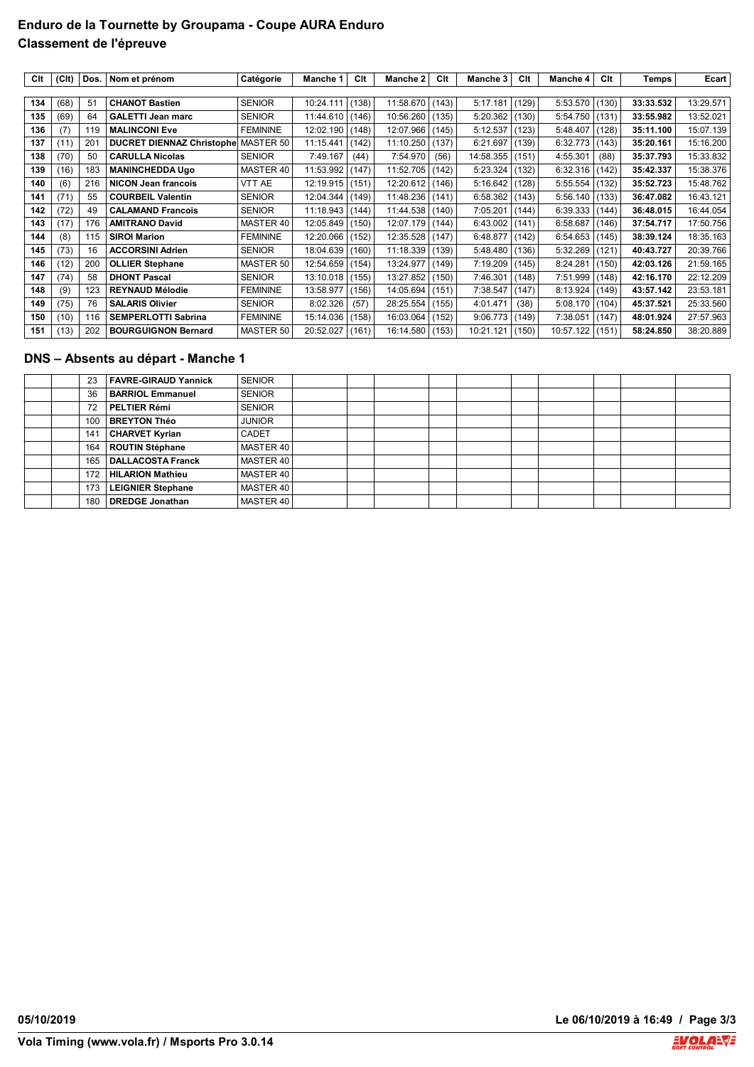# Enduro de la Tournette by Groupama - Coupe AURA Enduro

## Classement de l'épreuve

| Clt | (Clt) | Dos. | Nom et prénom | Catégorie | Manche 1 | Clt | Manche 2 | Clt | Manche 3 | Clt | Manche 4 | Clt | Temps | Ecart |
|---|---|---|---|---|---|---|---|---|---|---|---|---|---|---|
| **134** | (68) | 51 | **CHANOT Bastien** | SENIOR | 10:24.111 | (138) | 11:58.670 | (143) | 5:17.181 | (129) | 5:53.570 | (130) | **33:33.532** | 13:29.571 |
| **135** | (69) | 64 | **GALETTI Jean marc** | SENIOR | 11:44.610 | (146) | 10:56.260 | (135) | 5:20.362 | (130) | 5:54.750 | (131) | **33:55.982** | 13:52.021 |
| **136** | (7) | 119 | **MALINCONI Eve** | FEMININE | 12:02.190 | (148) | 12:07.966 | (145) | 5:12.537 | (123) | 5:48.407 | (128) | **35:11.100** | 15:07.139 |
| **137** | (11) | 201 | **DUCRET DIENNAZ Christophe** | MASTER 50 | 11:15.441 | (142) | 11:10.250 | (137) | 6:21.697 | (139) | 6:32.773 | (143) | **35:20.161** | 15:16.200 |
| **138** | (70) | 50 | **CARULLA Nicolas** | SENIOR | 7:49.167 | (44) | 7:54.970 | (56) | 14:58.355 | (151) | 4:55.301 | (88) | **35:37.793** | 15:33.832 |
| **139** | (16) | 183 | **MANINCHEDDA Ugo** | MASTER 40 | 11:53.992 | (147) | 11:52.705 | (142) | 5:23.324 | (132) | 6:32.316 | (142) | **35:42.337** | 15:38.376 |
| **140** | (6) | 216 | **NICON Jean francois** | VTT AE | 12:19.915 | (151) | 12:20.612 | (146) | 5:16.642 | (128) | 5:55.554 | (132) | **35:52.723** | 15:48.762 |
| **141** | (71) | 55 | **COURBEIL Valentin** | SENIOR | 12:04.344 | (149) | 11:48.236 | (141) | 6:58.362 | (143) | 5:56.140 | (133) | **36:47.082** | 16:43.121 |
| **142** | (72) | 49 | **CALAMAND Francois** | SENIOR | 11:18.943 | (144) | 11:44.538 | (140) | 7:05.201 | (144) | 6:39.333 | (144) | **36:48.015** | 16:44.054 |
| **143** | (17) | 176 | **AMITRANO David** | MASTER 40 | 12:05.849 | (150) | 12:07.179 | (144) | 6:43.002 | (141) | 6:58.687 | (146) | **37:54.717** | 17:50.756 |
| **144** | (8) | 115 | **SIROI Marion** | FEMININE | 12:20.066 | (152) | 12:35.528 | (147) | 6:48.877 | (142) | 6:54.653 | (145) | **38:39.124** | 18:35.163 |
| **145** | (73) | 16 | **ACCORSINI Adrien** | SENIOR | 18:04.639 | (160) | 11:18.339 | (139) | 5:48.480 | (136) | 5:32.269 | (121) | **40:43.727** | 20:39.766 |
| **146** | (12) | 200 | **OLLIER Stephane** | MASTER 50 | 12:54.659 | (154) | 13:24.977 | (149) | 7:19.209 | (145) | 8:24.281 | (150) | **42:03.126** | 21:59.165 |
| **147** | (74) | 58 | **DHONT Pascal** | SENIOR | 13:10.018 | (155) | 13:27.852 | (150) | 7:46.301 | (148) | 7:51.999 | (148) | **42:16.170** | 22:12.209 |
| **148** | (9) | 123 | **REYNAUD Mélodie** | FEMININE | 13:58.977 | (156) | 14:05.694 | (151) | 7:38.547 | (147) | 8:13.924 | (149) | **43:57.142** | 23:53.181 |
| **149** | (75) | 76 | **SALARIS Olivier** | SENIOR | 8:02.326 | (57) | 28:25.554 | (155) | 4:01.471 | (38) | 5:08.170 | (104) | **45:37.521** | 25:33.560 |
| **150** | (10) | 116 | **SEMPERLOTTI Sabrina** | FEMININE | 15:14.036 | (158) | 16:03.064 | (152) | 9:06.773 | (149) | 7:38.051 | (147) | **48:01.924** | 27:57.963 |
| **151** | (13) | 202 | **BOURGUIGNON Bernard** | MASTER 50 | 20:52.027 | (161) | 16:14.580 | (153) | 10:21.121 | (150) | 10:57.122 | (151) | **58:24.850** | 38:20.889 |

## DNS – Absents au départ - Manche 1

| | | | | | | | | | | | | | | |
|---|---|---|---|---|---|---|---|---|---|---|---|---|---|---|
| | | 23 | **FAVRE-GIRAUD Yannick** | SENIOR | | | | | | | | | | |
| | | 36 | **BARRIOL Emmanuel** | SENIOR | | | | | | | | | | |
| | | 72 | **PELTIER Rémi** | SENIOR | | | | | | | | | | |
| | | 100 | **BREYTON Théo** | JUNIOR | | | | | | | | | | |
| | | 141 | **CHARVET Kyrian** | CADET | | | | | | | | | | |
| | | 164 | **ROUTIN Stéphane** | MASTER 40 | | | | | | | | | | |
| | | 165 | **DALLACOSTA Franck** | MASTER 40 | | | | | | | | | | |
| | | 172 | **HILARION Mathieu** | MASTER 40 | | | | | | | | | | |
| | | 173 | **LEIGNIER Stephane** | MASTER 40 | | | | | | | | | | |
| | | 180 | **DREDGE Jonathan** | MASTER 40 | | | | | | | | | | |

**05/10/2019** **Le 06/10/2019 à 16:49**

**Vola Timing (www.vola.fr) / Msports Pro 3.0.14**